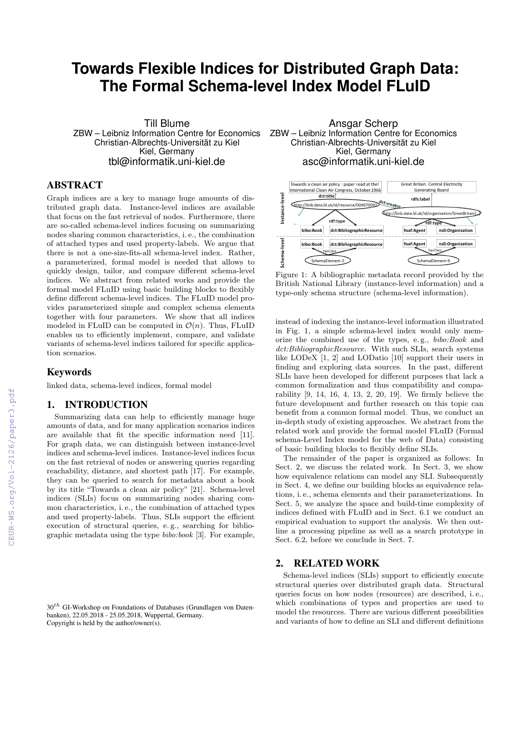# Towards Flexible Indices for Distributed Graph Data: The Formal Schema-level Index Model FLuID

Till Blume
ZBW – Leibniz Information Centre for Economics
Christian-Albrechts-Universität zu Kiel
Kiel, Germany
tbl@informatik.uni-kiel.de

Ansgar Scherp
ZBW – Leibniz Information Centre for Economics
Christian-Albrechts-Universität zu Kiel
Kiel, Germany
asc@informatik.uni-kiel.de

## ABSTRACT

Graph indices are a key to manage huge amounts of distributed graph data. Instance-level indices are available that focus on the fast retrieval of nodes. Furthermore, there are so-called schema-level indices focusing on summarizing nodes sharing common characteristics, i. e., the combination of attached types and used property-labels. We argue that there is not a one-size-fits-all schema-level index. Rather, a parameterized, formal model is needed that allows to quickly design, tailor, and compare different schema-level indices. We abstract from related works and provide the formal model FLuID using basic building blocks to flexibly define different schema-level indices. The FLuID model provides parameterized simple and complex schema elements together with four parameters. We show that all indices modeled in FLuID can be computed in $\mathcal{O}(n)$. Thus, FLuID enables us to efficiently implement, compare, and validate variants of schema-level indices tailored for specific application scenarios.

## Keywords

linked data, schema-level indices, formal model

## 1. INTRODUCTION

Summarizing data can help to efficiently manage huge amounts of data, and for many application scenarios indices are available that fit the specific information need [11]. For graph data, we can distinguish between instance-level indices and schema-level indices. Instance-level indices focus on the fast retrieval of nodes or answering queries regarding reachability, distance, and shortest path [17]. For example, they can be queried to search for metadata about a book by its title "Towards a clean air policy" [21]. Schema-level indices (SLIs) focus on summarizing nodes sharing common characteristics, i. e., the combination of attached types and used property-labels. Thus, SLIs support the efficient execution of structural queries, e. g., searching for bibliographic metadata using the type *bibo:book* [3]. For example, instead of indexing the instance-level information illustrated in Fig. 1, a simple schema-level index would only memorize the combined use of the types, e. g., *bibo:Book* and *dct:BibliographicResource*. With such SLIs, search systems like LODeX [1, 2] and LODatio [10] support their users in finding and exploring data sources. In the past, different SLIs have been developed for different purposes that lack a common formalization and thus compatibility and comparability [9, 14, 16, 4, 13, 2, 20, 19]. We firmly believe the future development and further research on this topic can benefit from a common formal model. Thus, we conduct an in-depth study of existing approaches. We abstract from the related work and provide the formal model FLuID (Formal schema-Level Index model for the web of Data) consisting of basic building blocks to flexibly define SLIs.

Figure 1: A bibliographic metadata record provided by the British National Library (instance-level information) and a type-only schema structure (schema-level information).

The remainder of the paper is organized as follows: In Sect. 2, we discuss the related work. In Sect. 3, we show how equivalence relations can model any SLI. Subsequently in Sect. 4, we define our building blocks as equivalence relations, i. e., schema elements and their parameterizations. In Sect. 5, we analyze the space and build-time complexity of indices defined with FLuID and in Sect. 6.1 we conduct an empirical evaluation to support the analysis. We then outline a processing pipeline as well as a search prototype in Sect. 6.2, before we conclude in Sect. 7.

## 2. RELATED WORK

Schema-level indices (SLIs) support to efficiently execute structural queries over distributed graph data. Structural queries focus on how nodes (resources) are described, i. e., which combinations of types and properties are used to model the resources. There are various different possibilities and variants of how to define an SLI and different definitions

$30^{th}$ GI-Workshop on Foundations of Databases (Grundlagen von Datenbanken), 22.05.2018 - 25.05.2018, Wuppertal, Germany.
Copyright is held by the author/owner(s).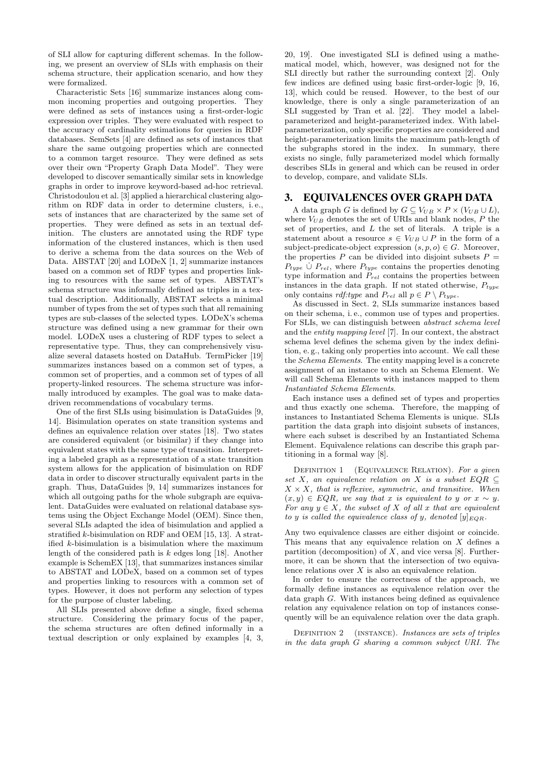of SLI allow for capturing different schemas. In the following, we present an overview of SLIs with emphasis on their schema structure, their application scenario, and how they were formalized.

Characteristic Sets [16] summarize instances along common incoming properties and outgoing properties. They were defined as sets of instances using a first-order-logic expression over triples. They were evaluated with respect to the accuracy of cardinality estimations for queries in RDF databases. SemSets [4] are defined as sets of instances that share the same outgoing properties which are connected to a common target resource. They were defined as sets over their own "Property Graph Data Model". They were developed to discover semantically similar sets in knowledge graphs in order to improve keyword-based ad-hoc retrieval. Christodoulou et al. [3] applied a hierarchical clustering algorithm on RDF data in order to determine clusters, i. e., sets of instances that are characterized by the same set of properties. They were defined as sets in an textual definition. The clusters are annotated using the RDF type information of the clustered instances, which is then used to derive a schema from the data sources on the Web of Data. ABSTAT [20] and LODeX [1, 2] summarize instances based on a common set of RDF types and properties linking to resources with the same set of types. ABSTAT's schema structure was informally defined as triples in a textual description. Additionally, ABSTAT selects a minimal number of types from the set of types such that all remaining types are sub-classes of the selected types. LODeX's schema structure was defined using a new grammar for their own model. LODeX uses a clustering of RDF types to select a representative type. Thus, they can comprehensively visualize several datasets hosted on DataHub. TermPicker [19] summarizes instances based on a common set of types, a common set of properties, and a common set of types of all property-linked resources. The schema structure was informally introduced by examples. The goal was to make data-driven recommendations of vocabulary terms.

One of the first SLIs using bisimulation is DataGuides [9, 14]. Bisimulation operates on state transition systems and defines an equivalence relation over states [18]. Two states are considered equivalent (or bisimilar) if they change into equivalent states with the same type of transition. Interpreting a labeled graph as a representation of a state transition system allows for the application of bisimulation on RDF data in order to discover structurally equivalent parts in the graph. Thus, DataGuides [9, 14] summarizes instances for which all outgoing paths for the whole subgraph are equivalent. DataGuides were evaluated on relational database systems using the Object Exchange Model (OEM). Since then, several SLIs adapted the idea of bisimulation and applied a stratified $k$-bisimulation on RDF and OEM [15, 13]. A stratified $k$-bisimulation is a bisimulation where the maximum length of the considered path is $k$ edges long [18]. Another example is SchemEX [13], that summarizes instances similar to ABSTAT and LODeX, based on a common set of types and properties linking to resources with a common set of types. However, it does not perform any selection of types for the purpose of cluster labeling.

All SLIs presented above define a single, fixed schema structure. Considering the primary focus of the paper, the schema structures are often defined informally in a textual description or only explained by examples [4, 3, 20, 19]. One investigated SLI is defined using a mathematical model, which, however, was designed not for the SLI directly but rather the surrounding context [2]. Only few indices are defined using basic first-order-logic [9, 16, 13], which could be reused. However, to the best of our knowledge, there is only a single parameterization of an SLI suggested by Tran et al. [22]. They model a label-parameterized and height-parameterized index. With label-parameterization, only specific properties are considered and height-parameterization limits the maximum path-length of the subgraphs stored in the index. In summary, there exists no single, fully parameterized model which formally describes SLIs in general and which can be reused in order to develop, compare, and validate SLIs.

## 3. EQUIVALENCES OVER GRAPH DATA

A data graph $G$ is defined by $G \subseteq V_{UB} \times P \times (V_{UB} \cup L)$, where $V_{UB}$ denotes the set of URIs and blank nodes, $P$ the set of properties, and $L$ the set of literals. A triple is a statement about a resource $s \in V_{UB} \cup P$ in the form of a subject-predicate-object expression $(s, p, o) \in G$. Moreover, the properties $P$ can be divided into disjoint subsets $P = P_{type} \dot{\cup} P_{rel}$, where $P_{type}$ contains the properties denoting type information and $P_{rel}$ contains the properties between instances in the data graph. If not stated otherwise, $P_{type}$ only contains *rdf:type* and $P_{rel}$ all $p \in P \setminus P_{type}$.

As discussed in Sect. 2, SLIs summarize instances based on their schema, i. e., common use of types and properties. For SLIs, we can distinguish between *abstract schema level* and the *entity mapping level* [7]. In our context, the abstract schema level defines the schema given by the index definition, e. g., taking only properties into account. We call these the *Schema Elements*. The entity mapping level is a concrete assignment of an instance to such an Schema Element. We will call Schema Elements with instances mapped to them *Instantiated Schema Elements*.

Each instance uses a defined set of types and properties and thus exactly one schema. Therefore, the mapping of instances to Instantiated Schema Elements is unique. SLIs partition the data graph into disjoint subsets of instances, where each subset is described by an Instantiated Schema Element. Equivalence relations can describe this graph partitioning in a formal way [8].

Definition 1 (Equivalence Relation). *For a given set $X$, an equivalence relation on $X$ is a subset $EQR \subseteq X \times X$, that is reflexive, symmetric, and transitive. When $(x, y) \in EQR$, we say that $x$ is equivalent to $y$ or $x \sim y$. For any $y \in X$, the subset of $X$ of all $x$ that are equivalent to $y$ is called the equivalence class of $y$, denoted $[y]_{EQR}$.*

Any two equivalence classes are either disjoint or coincide. This means that any equivalence relation on $X$ defines a partition (decomposition) of $X$, and vice versa [8]. Furthermore, it can be shown that the intersection of two equivalence relations over $X$ is also an equivalence relation.

In order to ensure the correctness of the approach, we formally define instances as equivalence relation over the data graph $G$. With instances being defined as equivalence relation any equivalence relation on top of instances consequently will be an equivalence relation over the data graph.

Definition 2 (instance). *Instances are sets of triples in the data graph $G$ sharing a common subject URI. The*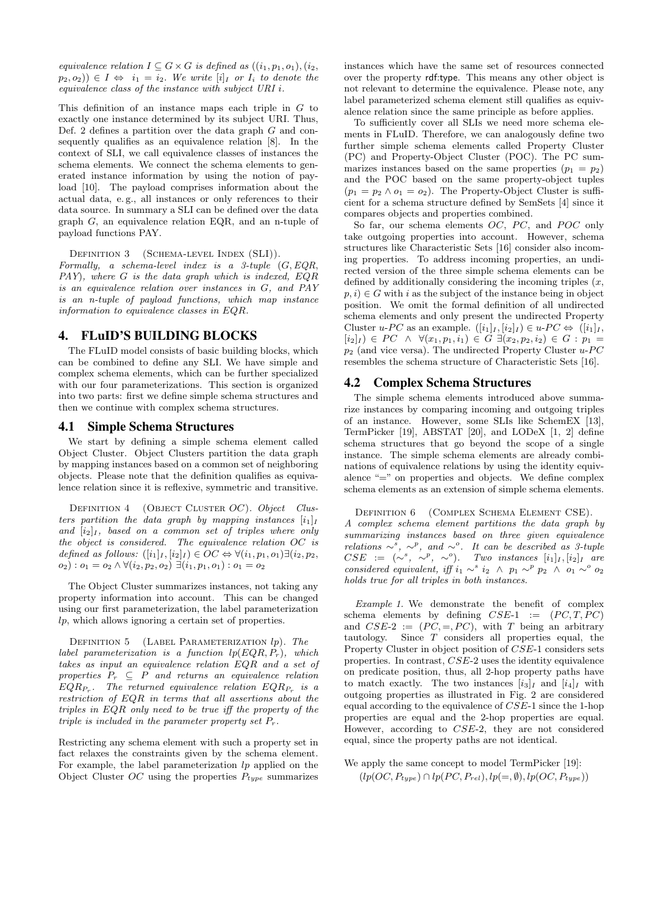*equivalence relation $I \subseteq G \times G$ is defined as $((i_1, p_1, o_1), (i_2, p_2, o_2)) \in I \Leftrightarrow i_1 = i_2$. We write $[i]_I$ or $I_i$ to denote the equivalence class of the instance with subject URI $i$.*

This definition of an instance maps each triple in $G$ to exactly one instance determined by its subject URI. Thus, Def. 2 defines a partition over the data graph $G$ and consequently qualifies as an equivalence relation [8]. In the context of SLI, we call equivalence classes of instances the schema elements. We connect the schema elements to generated instance information by using the notion of payload [10]. The payload comprises information about the actual data, e. g., all instances or only references to their data source. In summary a SLI can be defined over the data graph $G$, an equivalence relation EQR, and an n-tuple of payload functions PAY.

Definition 3 (Schema-level Index (SLI)). *Formally, a schema-level index is a 3-tuple $(G, EQR, PAY)$, where $G$ is the data graph which is indexed, $EQR$ is an equivalence relation over instances in $G$, and $PAY$ is an n-tuple of payload functions, which map instance information to equivalence classes in $EQR$.*

## 4. FLuID'S BUILDING BLOCKS

The FLuID model consists of basic building blocks, which can be combined to define any SLI. We have simple and complex schema elements, which can be further specialized with our four parameterizations. This section is organized into two parts: first we define simple schema structures and then we continue with complex schema structures.

### 4.1 Simple Schema Structures

We start by defining a simple schema element called Object Cluster. Object Clusters partition the data graph by mapping instances based on a common set of neighboring objects. Please note that the definition qualifies as equivalence relation since it is reflexive, symmetric and transitive.

Definition 4 (Object Cluster $OC$). *Object Clusters partition the data graph by mapping instances $[i_1]_I$ and $[i_2]_I$, based on a common set of triples where only the object is considered. The equivalence relation $OC$ is defined as follows: $([i_1]_I, [i_2]_I) \in OC \Leftrightarrow \forall (i_1, p_1, o_1) \exists (i_2, p_2, o_2) : o_1 = o_2 \wedge \forall (i_2, p_2, o_2)\ \exists (i_1, p_1, o_1) : o_1 = o_2$*

The Object Cluster summarizes instances, not taking any property information into account. This can be changed using our first parameterization, the label parameterization $lp$, which allows ignoring a certain set of properties.

Definition 5 (Label Parameterization $lp$). *The label parameterization is a function $lp(EQR, P_r)$, which takes as input an equivalence relation $EQR$ and a set of properties $P_r \subseteq P$ and returns an equivalence relation $EQR_{P_r}$. The returned equivalence relation $EQR_{P_r}$ is a restriction of $EQR$ in terms that all assertions about the triples in $EQR$ only need to be true iff the property of the triple is included in the parameter property set $P_r$.*

Restricting any schema element with such a property set in fact relaxes the constraints given by the schema element. For example, the label parameterization $lp$ applied on the Object Cluster $OC$ using the properties $P_{type}$ summarizes instances which have the same set of resources connected over the property rdf:type. This means any other object is not relevant to determine the equivalence. Please note, any label parameterized schema element still qualifies as equivalence relation since the same principle as before applies.

To sufficiently cover all SLIs we need more schema elements in FLuID. Therefore, we can analogously define two further simple schema elements called Property Cluster (PC) and Property-Object Cluster (POC). The PC summarizes instances based on the same properties ($p_1 = p_2$) and the POC based on the same property-object tuples ($p_1 = p_2 \wedge o_1 = o_2$). The Property-Object Cluster is sufficient for a schema structure defined by SemSets [4] since it compares objects and properties combined.

So far, our schema elements $OC$, $PC$, and $POC$ only take outgoing properties into account. However, schema structures like Characteristic Sets [16] consider also incoming properties. To address incoming properties, an undirected version of the three simple schema elements can be defined by additionally considering the incoming triples $(x, p, i) \in G$ with $i$ as the subject of the instance being in object position. We omit the formal definition of all undirected schema elements and only present the undirected Property Cluster $u$-$PC$ as an example. $([i_1]_I, [i_2]_I) \in u\text{-}PC \Leftrightarrow ([i_1]_I, [i_2]_I) \in PC \wedge \forall (x_1, p_1, i_1) \in G\ \exists (x_2, p_2, i_2) \in G : p_1 = p_2$ (and vice versa). The undirected Property Cluster $u$-$PC$ resembles the schema structure of Characteristic Sets [16].

### 4.2 Complex Schema Structures

The simple schema elements introduced above summarize instances by comparing incoming and outgoing triples of an instance. However, some SLIs like SchemEX [13], TermPicker [19], ABSTAT [20], and LODeX [1, 2] define schema structures that go beyond the scope of a single instance. The simple schema elements are already combinations of equivalence relations by using the identity equivalence "=" on properties and objects. We define complex schema elements as an extension of simple schema elements.

Definition 6 (Complex Schema Element CSE). *A complex schema element partitions the data graph by summarizing instances based on three given equivalence relations $\sim^s$, $\sim^p$, and $\sim^o$. It can be described as 3-tuple $CSE := (\sim^s, \sim^p, \sim^o)$. Two instances $[i_1]_I, [i_2]_I$ are considered equivalent, iff $i_1 \sim^s i_2 \wedge p_1 \sim^p p_2 \wedge o_1 \sim^o o_2$ holds true for all triples in both instances.*

*Example 1.* We demonstrate the benefit of complex schema elements by defining $CSE\text{-}1 := (PC, T, PC)$ and $CSE\text{-}2 := (PC, =, PC)$, with $T$ being an arbitrary tautology. Since $T$ considers all properties equal, the Property Cluster in object position of $CSE$-1 considers sets properties. In contrast, $CSE$-2 uses the identity equivalence on predicate position, thus, all 2-hop property paths have to match exactly. The two instances $[i_3]_I$ and $[i_4]_I$ with outgoing properties as illustrated in Fig. 2 are considered equal according to the equivalence of $CSE$-1 since the 1-hop properties are equal and the 2-hop properties are equal. However, according to $CSE$-2, they are not considered equal, since the property paths are not identical.

We apply the same concept to model TermPicker [19]:

$$(lp(OC, P_{type}) \cap lp(PC, P_{rel}), lp(=, \emptyset), lp(OC, P_{type}))$$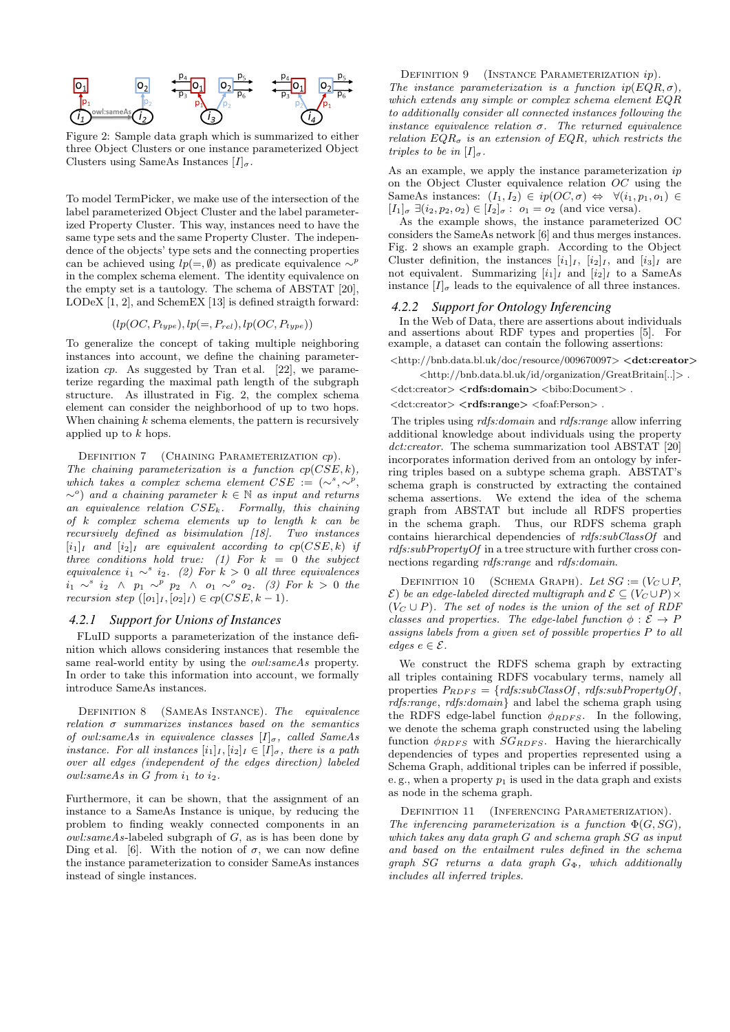Figure 2: Sample data graph which is summarized to either three Object Clusters or one instance parameterized Object Clusters using SameAs Instances $[I]_\sigma$.

To model TermPicker, we make use of the intersection of the label parameterized Object Cluster and the label parameterized Property Cluster. This way, instances need to have the same type sets and the same Property Cluster. The independence of the objects' type sets and the connecting properties can be achieved using $lp(=, \emptyset)$ as predicate equivalence $\sim^p$ in the complex schema element. The identity equivalence on the empty set is a tautology. The schema of ABSTAT [20], LODeX [1, 2], and SchemEX [13] is defined straigth forward:

$$(lp(OC, P_{type}), lp(=, P_{rel}), lp(OC, P_{type}))$$

To generalize the concept of taking multiple neighboring instances into account, we define the chaining parameterization *cp*. As suggested by Tran et al. [22], we parameterize regarding the maximal path length of the subgraph structure. As illustrated in Fig. 2, the complex schema element can consider the neighborhood of up to two hops. When chaining $k$ schema elements, the pattern is recursively applied up to $k$ hops.

Definition 7 (Chaining Parameterization *cp*). *The chaining parameterization is a function $cp(CSE, k)$, which takes a complex schema element $CSE := (\sim^s, \sim^p, \sim^o)$ and a chaining parameter $k \in \mathbb{N}$ as input and returns an equivalence relation $CSE_k$. Formally, this chaining of $k$ complex schema elements up to length $k$ can be recursively defined as bisimulation [18]. Two instances $[i_1]_I$ and $[i_2]_I$ are equivalent according to $cp(CSE, k)$ if three conditions hold true: (1) For $k = 0$ the subject equivalence $i_1 \sim^s i_2$. (2) For $k > 0$ all three equivalences $i_1 \sim^s i_2 \wedge p_1 \sim^p p_2 \wedge o_1 \sim^o o_2$. (3) For $k > 0$ the recursion step $([o_1]_I, [o_2]_I) \in cp(CSE, k-1)$.*

### 4.2.1 Support for Unions of Instances

FLuID supports a parameterization of the instance definition which allows considering instances that resemble the same real-world entity by using the *owl:sameAs* property. In order to take this information into account, we formally introduce SameAs instances.

Definition 8 (SameAs Instance). *The equivalence relation $\sigma$ summarizes instances based on the semantics of owl:sameAs in equivalence classes $[I]_\sigma$, called SameAs instance. For all instances $[i_1]_I, [i_2]_I \in [I]_\sigma$, there is a path over all edges (independent of the edges direction) labeled owl:sameAs in $G$ from $i_1$ to $i_2$.*

Furthermore, it can be shown, that the assignment of an instance to a SameAs Instance is unique, by reducing the problem to finding weakly connected components in an *owl:sameAs*-labeled subgraph of $G$, as is has been done by Ding et al. [6]. With the notion of $\sigma$, we can now define the instance parameterization to consider SameAs instances instead of single instances.

Definition 9 (Instance Parameterization *ip*). *The instance parameterization is a function $ip(EQR, \sigma)$, which extends any simple or complex schema element $EQR$ to additionally consider all connected instances following the instance equivalence relation $\sigma$. The returned equivalence relation $EQR_\sigma$ is an extension of $EQR$, which restricts the triples to be in $[I]_\sigma$.*

As an example, we apply the instance parameterization *ip* on the Object Cluster equivalence relation $OC$ using the SameAs instances: $(I_1, I_2) \in ip(OC, \sigma) \Leftrightarrow \forall (i_1, p_1, o_1) \in [I_1]_\sigma \; \exists (i_2, p_2, o_2) \in [I_2]_\sigma : \; o_1 = o_2$ (and vice versa).

As the example shows, the instance parameterized OC considers the SameAs network [6] and thus merges instances. Fig. 2 shows an example graph. According to the Object Cluster definition, the instances $[i_1]_I$, $[i_2]_I$, and $[i_3]_I$ are not equivalent. Summarizing $[i_1]_I$ and $[i_2]_I$ to a SameAs instance $[I]_\sigma$ leads to the equivalence of all three instances.

### 4.2.2 Support for Ontology Inferencing

In the Web of Data, there are assertions about individuals and assertions about RDF types and properties [5]. For example, a dataset can contain the following assertions:

<http://bnb.data.bl.uk/doc/resource/009670097> **<dct:creator>** <http://bnb.data.bl.uk/id/organization/GreatBritain[..]> .
<dct:creator> **<rdfs:domain>** <bibo:Document> .
<dct:creator> **<rdfs:range>** <foaf:Person> .

The triples using *rdfs:domain* and *rdfs:range* allow inferring additional knowledge about individuals using the property *dct:creator*. The schema summarization tool ABSTAT [20] incorporates information derived from an ontology by inferring triples based on a subtype schema graph. ABSTAT's schema graph is constructed by extracting the contained schema assertions. We extend the idea of the schema graph from ABSTAT but include all RDFS properties in the schema graph. Thus, our RDFS schema graph contains hierarchical dependencies of *rdfs:subClassOf* and *rdfs:subPropertyOf* in a tree structure with further cross connections regarding *rdfs:range* and *rdfs:domain*.

Definition 10 (Schema Graph). *Let $SG := (V_C \cup P, \mathcal{E})$ be an edge-labeled directed multigraph and $\mathcal{E} \subseteq (V_C \cup P) \times (V_C \cup P)$. The set of nodes is the union of the set of RDF classes and properties. The edge-label function $\phi : \mathcal{E} \rightarrow P$ assigns labels from a given set of possible properties $P$ to all edges $e \in \mathcal{E}$.*

We construct the RDFS schema graph by extracting all triples containing RDFS vocabulary terms, namely all properties $P_{RDFS} = \{$*rdfs:subClassOf*, *rdfs:subPropertyOf*, *rdfs:range*, *rdfs:domain*$\}$ and label the schema graph using the RDFS edge-label function $\phi_{RDFS}$. In the following, we denote the schema graph constructed using the labeling function $\phi_{RDFS}$ with $SG_{RDFS}$. Having the hierarchically dependencies of types and properties represented using a Schema Graph, additional triples can be inferred if possible, e. g., when a property $p_1$ is used in the data graph and exists as node in the schema graph.

Definition 11 (Inferencing Parameterization). *The inferencing parameterization is a function $\Phi(G, SG)$, which takes any data graph $G$ and schema graph $SG$ as input and based on the entailment rules defined in the schema graph $SG$ returns a data graph $G_\Phi$, which additionally includes all inferred triples.*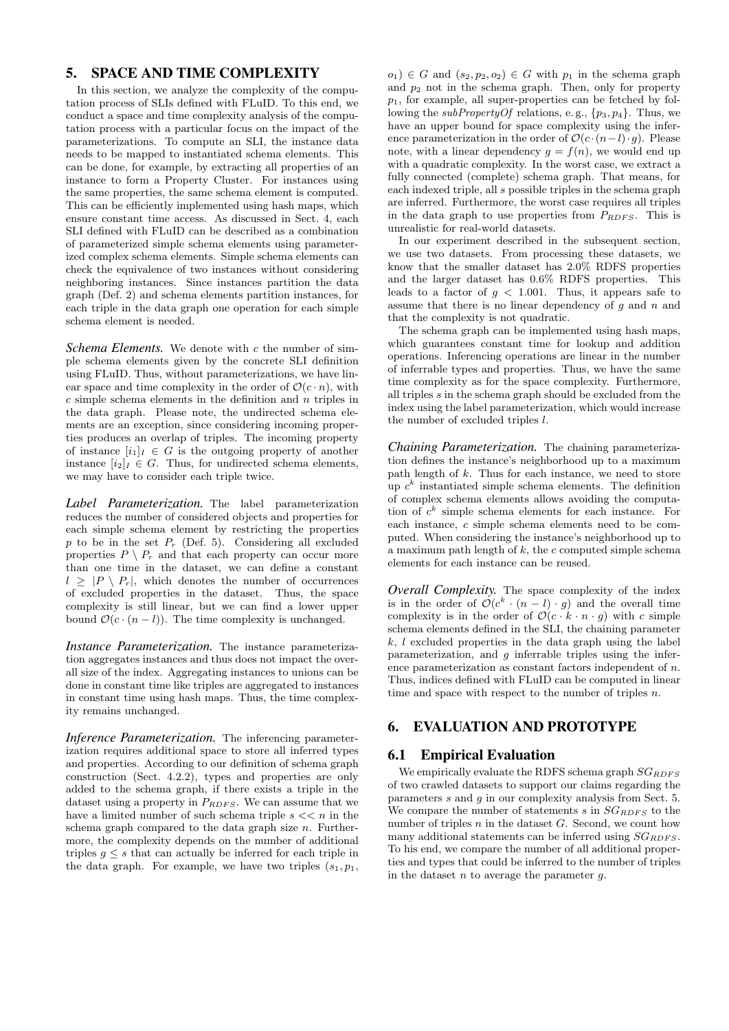## 5. SPACE AND TIME COMPLEXITY

In this section, we analyze the complexity of the computation process of SLIs defined with FLuID. To this end, we conduct a space and time complexity analysis of the computation process with a particular focus on the impact of the parameterizations. To compute an SLI, the instance data needs to be mapped to instantiated schema elements. This can be done, for example, by extracting all properties of an instance to form a Property Cluster. For instances using the same properties, the same schema element is computed. This can be efficiently implemented using hash maps, which ensure constant time access. As discussed in Sect. 4, each SLI defined with FLuID can be described as a combination of parameterized simple schema elements using parameterized complex schema elements. Simple schema elements can check the equivalence of two instances without considering neighboring instances. Since instances partition the data graph (Def. 2) and schema elements partition instances, for each triple in the data graph one operation for each simple schema element is needed.

***Schema Elements.*** We denote with $c$ the number of simple schema elements given by the concrete SLI definition using FLuID. Thus, without parameterizations, we have linear space and time complexity in the order of $\mathcal{O}(c \cdot n)$, with $c$ simple schema elements in the definition and $n$ triples in the data graph. Please note, the undirected schema elements are an exception, since considering incoming properties produces an overlap of triples. The incoming property of instance $[i_1]_I \in G$ is the outgoing property of another instance $[i_2]_I \in G$. Thus, for undirected schema elements, we may have to consider each triple twice.

***Label Parameterization.*** The label parameterization reduces the number of considered objects and properties for each simple schema element by restricting the properties $p$ to be in the set $P_r$ (Def. 5). Considering all excluded properties $P \setminus P_r$ and that each property can occur more than one time in the dataset, we can define a constant $l \geq |P \setminus P_r|$, which denotes the number of occurrences of excluded properties in the dataset. Thus, the space complexity is still linear, but we can find a lower upper bound $\mathcal{O}(c \cdot (n - l))$. The time complexity is unchanged.

***Instance Parameterization.*** The instance parameterization aggregates instances and thus does not impact the overall size of the index. Aggregating instances to unions can be done in constant time like triples are aggregated to instances in constant time using hash maps. Thus, the time complexity remains unchanged.

***Inference Parameterization.*** The inferencing parameterization requires additional space to store all inferred types and properties. According to our definition of schema graph construction (Sect. 4.2.2), types and properties are only added to the schema graph, if there exists a triple in the dataset using a property in $P_{RDFS}$. We can assume that we have a limited number of such schema triple $s << n$ in the schema graph compared to the data graph size $n$. Furthermore, the complexity depends on the number of additional triples $g \leq s$ that can actually be inferred for each triple in the data graph. For example, we have two triples $(s_1, p_1, o_1) \in G$ and $(s_2, p_2, o_2) \in G$ with $p_1$ in the schema graph and $p_2$ not in the schema graph. Then, only for property $p_1$, for example, all super-properties can be fetched by following the *subPropertyOf* relations, e. g., $\{p_3, p_4\}$. Thus, we have an upper bound for space complexity using the inference parameterization in the order of $\mathcal{O}(c \cdot (n - l) \cdot g)$. Please note, with a linear dependency $g = f(n)$, we would end up with a quadratic complexity. In the worst case, we extract a fully connected (complete) schema graph. That means, for each indexed triple, all $s$ possible triples in the schema graph are inferred. Furthermore, the worst case requires all triples in the data graph to use properties from $P_{RDFS}$. This is unrealistic for real-world datasets.

In our experiment described in the subsequent section, we use two datasets. From processing these datasets, we know that the smaller dataset has 2.0% RDFS properties and the larger dataset has 0.6% RDFS properties. This leads to a factor of $g < 1.001$. Thus, it appears safe to assume that there is no linear dependency of $g$ and $n$ and that the complexity is not quadratic.

The schema graph can be implemented using hash maps, which guarantees constant time for lookup and addition operations. Inferencing operations are linear in the number of inferrable types and properties. Thus, we have the same time complexity as for the space complexity. Furthermore, all triples $s$ in the schema graph should be excluded from the index using the label parameterization, which would increase the number of excluded triples $l$.

***Chaining Parameterization.*** The chaining parameterization defines the instance's neighborhood up to a maximum path length of $k$. Thus for each instance, we need to store up $c^k$ instantiated simple schema elements. The definition of complex schema elements allows avoiding the computation of $c^k$ simple schema elements for each instance. For each instance, $c$ simple schema elements need to be computed. When considering the instance's neighborhood up to a maximum path length of $k$, the $c$ computed simple schema elements for each instance can be reused.

***Overall Complexity.*** The space complexity of the index is in the order of $\mathcal{O}(c^k \cdot (n - l) \cdot g)$ and the overall time complexity is in the order of $\mathcal{O}(c \cdot k \cdot n \cdot g)$ with $c$ simple schema elements defined in the SLI, the chaining parameter $k$, $l$ excluded properties in the data graph using the label parameterization, and $g$ inferrable triples using the inference parameterization as constant factors independent of $n$. Thus, indices defined with FLuID can be computed in linear time and space with respect to the number of triples $n$.

## 6. EVALUATION AND PROTOTYPE

### 6.1 Empirical Evaluation

We empirically evaluate the RDFS schema graph $SG_{RDFS}$ of two crawled datasets to support our claims regarding the parameters $s$ and $g$ in our complexity analysis from Sect. 5. We compare the number of statements $s$ in $SG_{RDFS}$ to the number of triples $n$ in the dataset $G$. Second, we count how many additional statements can be inferred using $SG_{RDFS}$. To his end, we compare the number of all additional properties and types that could be inferred to the number of triples in the dataset $n$ to average the parameter $g$.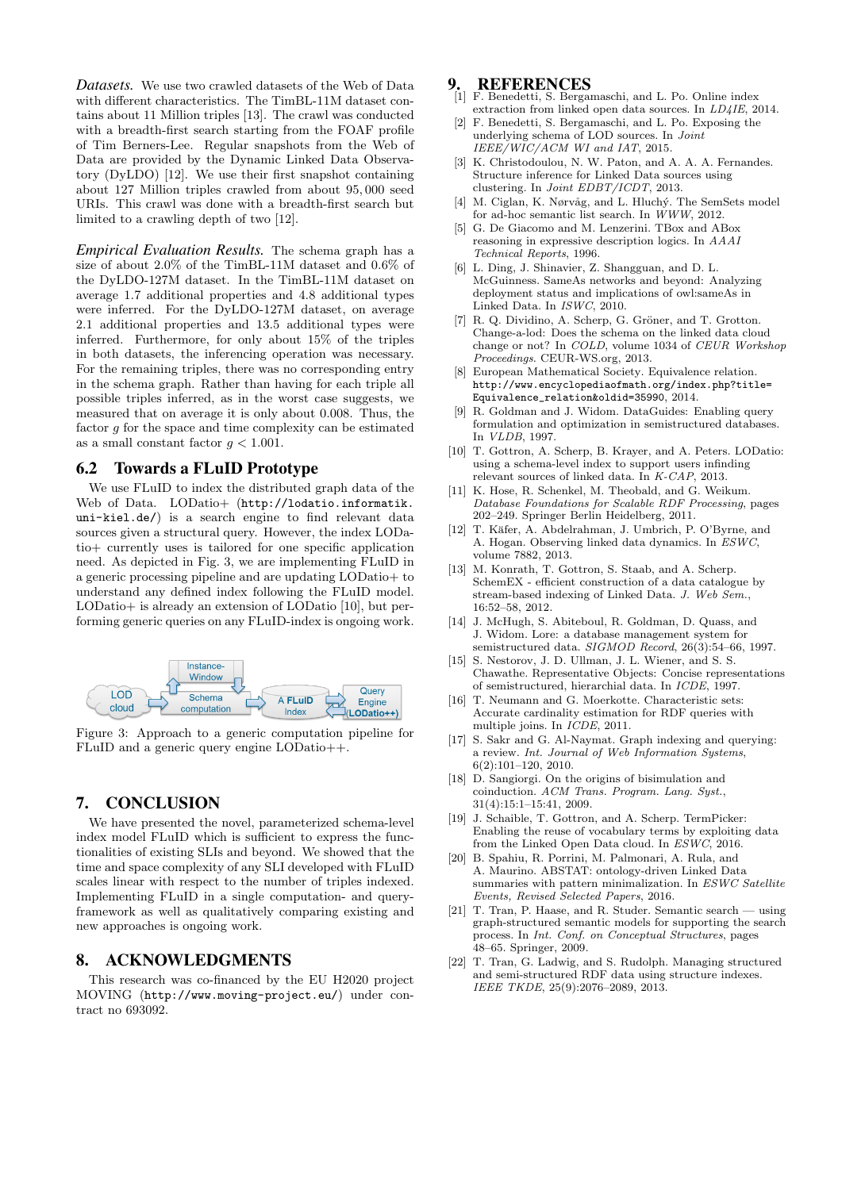*Datasets.* We use two crawled datasets of the Web of Data with different characteristics. The TimBL-11M dataset contains about 11 Million triples [13]. The crawl was conducted with a breadth-first search starting from the FOAF profile of Tim Berners-Lee. Regular snapshots from the Web of Data are provided by the Dynamic Linked Data Observatory (DyLDO) [12]. We use their first snapshot containing about 127 Million triples crawled from about 95,000 seed URIs. This crawl was done with a breadth-first search but limited to a crawling depth of two [12].

*Empirical Evaluation Results.* The schema graph has a size of about 2.0% of the TimBL-11M dataset and 0.6% of the DyLDO-127M dataset. In the TimBL-11M dataset on average 1.7 additional properties and 4.8 additional types were inferred. For the DyLDO-127M dataset, on average 2.1 additional properties and 13.5 additional types were inferred. Furthermore, for only about 15% of the triples in both datasets, the inferencing operation was necessary. For the remaining triples, there was no corresponding entry in the schema graph. Rather than having for each triple all possible triples inferred, as in the worst case suggests, we measured that on average it is only about 0.008. Thus, the factor $g$ for the space and time complexity can be estimated as a small constant factor $g < 1.001$.

### 6.2 Towards a FLuID Prototype

We use FLuID to index the distributed graph data of the Web of Data. LODatio+ (http://lodatio.informatik.uni-kiel.de/) is a search engine to find relevant data sources given a structural query. However, the index LODatio+ currently uses is tailored for one specific application need. As depicted in Fig. 3, we are implementing FLuID in a generic processing pipeline and are updating LODatio+ to understand any defined index following the FLuID model. LODatio+ is already an extension of LODatio [10], but performing generic queries on any FLuID-index is ongoing work.

Instance-Window
LOD cloud
Schema computation
A FLuID Index
Query Engine (LODatio++)

Figure 3: Approach to a generic computation pipeline for FLuID and a generic query engine LODatio++.

## 7. CONCLUSION

We have presented the novel, parameterized schema-level index model FLuID which is sufficient to express the functionalities of existing SLIs and beyond. We showed that the time and space complexity of any SLI developed with FLuID scales linear with respect to the number of triples indexed. Implementing FLuID in a single computation- and query-framework as well as qualitatively comparing existing and new approaches is ongoing work.

## 8. ACKNOWLEDGMENTS

This research was co-financed by the EU H2020 project MOVING (http://www.moving-project.eu/) under contract no 693092.

## 9. REFERENCES

[1] F. Benedetti, S. Bergamaschi, and L. Po. Online index extraction from linked open data sources. In *LD4IE*, 2014.

[2] F. Benedetti, S. Bergamaschi, and L. Po. Exposing the underlying schema of LOD sources. In *Joint IEEE/WIC/ACM WI and IAT*, 2015.

[3] K. Christodoulou, N. W. Paton, and A. A. A. Fernandes. Structure inference for Linked Data sources using clustering. In *Joint EDBT/ICDT*, 2013.

[4] M. Ciglan, K. Nørvåg, and L. Hluchý. The SemSets model for ad-hoc semantic list search. In *WWW*, 2012.

[5] G. De Giacomo and M. Lenzerini. TBox and ABox reasoning in expressive description logics. In *AAAI Technical Reports*, 1996.

[6] L. Ding, J. Shinavier, Z. Shangguan, and D. L. McGuinness. SameAs networks and beyond: Analyzing deployment status and implications of owl:sameAs in Linked Data. In *ISWC*, 2010.

[7] R. Q. Dividino, A. Scherp, G. Gröner, and T. Gottron. Change-a-lod: Does the schema on the linked data cloud change or not? In *COLD*, volume 1034 of *CEUR Workshop Proceedings*. CEUR-WS.org, 2013.

[8] European Mathematical Society. Equivalence relation. http://www.encyclopediaofmath.org/index.php?title=Equivalence_relation&oldid=35990, 2014.

[9] R. Goldman and J. Widom. DataGuides: Enabling query formulation and optimization in semistructured databases. In *VLDB*, 1997.

[10] T. Gottron, A. Scherp, B. Krayer, and A. Peters. LODatio: using a schema-level index to support users infinding relevant sources of linked data. In *K-CAP*, 2013.

[11] K. Hose, R. Schenkel, M. Theobald, and G. Weikum. *Database Foundations for Scalable RDF Processing*, pages 202–249. Springer Berlin Heidelberg, 2011.

[12] T. Käfer, A. Abdelrahman, J. Umbrich, P. O'Byrne, and A. Hogan. Observing linked data dynamics. In *ESWC*, volume 7882, 2013.

[13] M. Konrath, T. Gottron, S. Staab, and A. Scherp. SchemEX - efficient construction of a data catalogue by stream-based indexing of Linked Data. *J. Web Sem.*, 16:52–58, 2012.

[14] J. McHugh, S. Abiteboul, R. Goldman, D. Quass, and J. Widom. Lore: a database management system for semistructured data. *SIGMOD Record*, 26(3):54–66, 1997.

[15] S. Nestorov, J. D. Ullman, J. L. Wiener, and S. S. Chawathe. Representative Objects: Concise representations of semistructured, hierarchial data. In *ICDE*, 1997.

[16] T. Neumann and G. Moerkotte. Characteristic sets: Accurate cardinality estimation for RDF queries with multiple joins. In *ICDE*, 2011.

[17] S. Sakr and G. Al-Naymat. Graph indexing and querying: a review. *Int. Journal of Web Information Systems*, 6(2):101–120, 2010.

[18] D. Sangiorgi. On the origins of bisimulation and coinduction. *ACM Trans. Program. Lang. Syst.*, 31(4):15:1–15:41, 2009.

[19] J. Schaible, T. Gottron, and A. Scherp. TermPicker: Enabling the reuse of vocabulary terms by exploiting data from the Linked Open Data cloud. In *ESWC*, 2016.

[20] B. Spahiu, R. Porrini, M. Palmonari, A. Rula, and A. Maurino. ABSTAT: ontology-driven Linked Data summaries with pattern minimalization. In *ESWC Satellite Events, Revised Selected Papers*, 2016.

[21] T. Tran, P. Haase, and R. Studer. Semantic search — using graph-structured semantic models for supporting the search process. In *Int. Conf. on Conceptual Structures*, pages 48–65. Springer, 2009.

[22] T. Tran, G. Ladwig, and S. Rudolph. Managing structured and semi-structured RDF data using structure indexes. *IEEE TKDE*, 25(9):2076–2089, 2013.